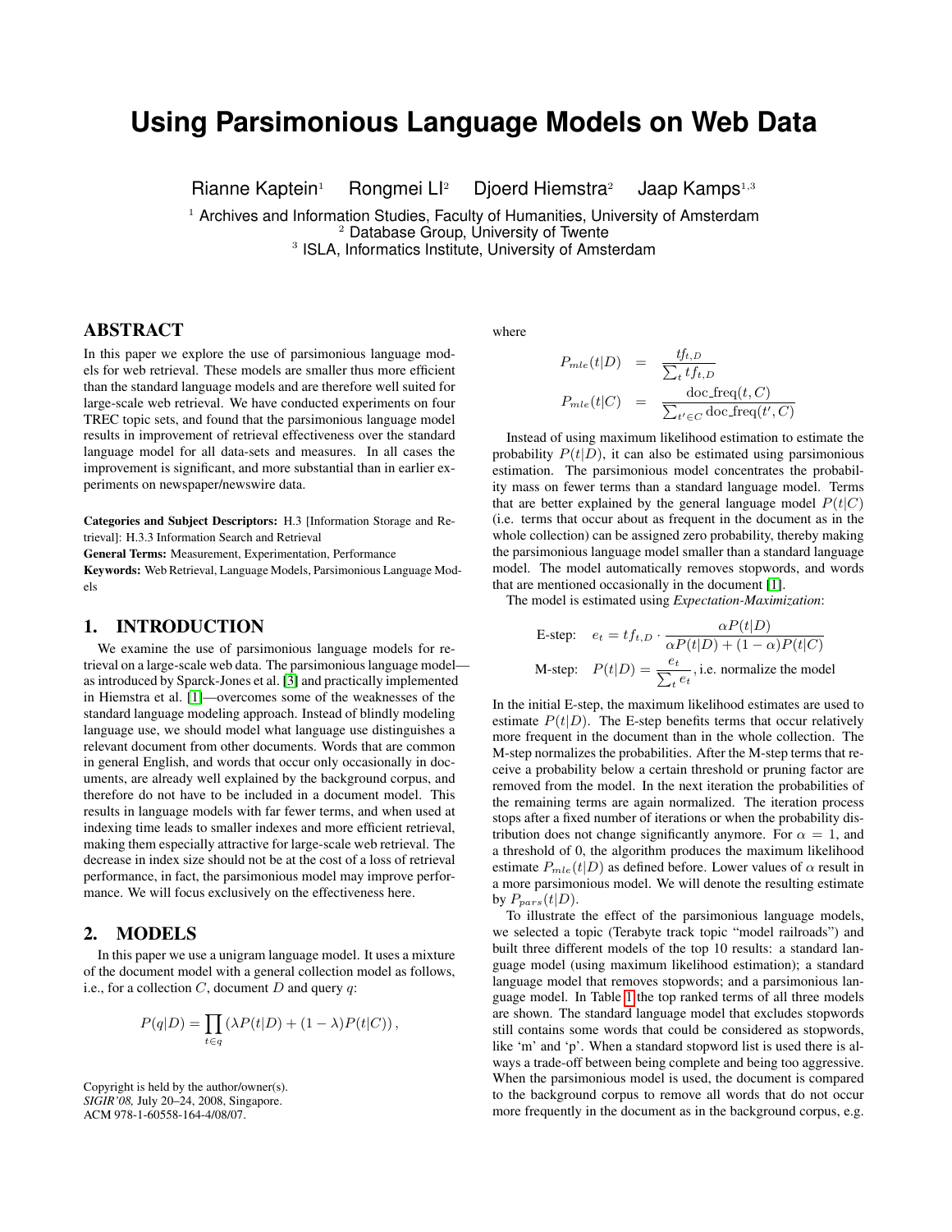# Using Parsimonious Language Models on Web Data

Rianne Kaptein[1] Rongmei Li[2] Djoerd Hiemstra[2] Jaap Kamps[1,3]

[1] Archives and Information Studies, Faculty of Humanities, University of Amsterdam
[2] Database Group, University of Twente
[3] ISLA, Informatics Institute, University of Amsterdam

## ABSTRACT

In this paper we explore the use of parsimonious language models for web retrieval. These models are smaller thus more efficient than the standard language models and are therefore well suited for large-scale web retrieval. We have conducted experiments on four TREC topic sets, and found that the parsimonious language model results in improvement of retrieval effectiveness over the standard language model for all data-sets and measures. In all cases the improvement is significant, and more substantial than in earlier experiments on newspaper/newswire data.

**Categories and Subject Descriptors:** H.3 [Information Storage and Retrieval]: H.3.3 Information Search and Retrieval

**General Terms:** Measurement, Experimentation, Performance

**Keywords:** Web Retrieval, Language Models, Parsimonious Language Models

## 1. INTRODUCTION

We examine the use of parsimonious language models for retrieval on a large-scale web data. The parsimonious language model—as introduced by Sparck-Jones et al. [3] and practically implemented in Hiemstra et al. [1]—overcomes some of the weaknesses of the standard language modeling approach. Instead of blindly modeling language use, we should model what language use distinguishes a relevant document from other documents. Words that are common in general English, and words that occur only occasionally in documents, are already well explained by the background corpus, and therefore do not have to be included in a document model. This results in language models with far fewer terms, and when used at indexing time leads to smaller indexes and more efficient retrieval, making them especially attractive for large-scale web retrieval. The decrease in index size should not be at the cost of a loss of retrieval performance, in fact, the parsimonious model may improve performance. We will focus exclusively on the effectiveness here.

## 2. MODELS

In this paper we use a unigram language model. It uses a mixture of the document model with a general collection model as follows, i.e., for a collection $C$, document $D$ and query $q$:

$$P(q|D) = \prod_{t \in q} \left( \lambda P(t|D) + (1 - \lambda) P(t|C) \right),$$

where

$$P_{mle}(t|D) = \frac{tf_{t,D}}{\sum_t tf_{t,D}}$$

$$P_{mle}(t|C) = \frac{\text{doc\_freq}(t, C)}{\sum_{t' \in C} \text{doc\_freq}(t', C)}$$

Instead of using maximum likelihood estimation to estimate the probability $P(t|D)$, it can also be estimated using parsimonious estimation. The parsimonious model concentrates the probability mass on fewer terms than a standard language model. Terms that are better explained by the general language model $P(t|C)$ (i.e. terms that occur about as frequent in the document as in the whole collection) can be assigned zero probability, thereby making the parsimonious language model smaller than a standard language model. The model automatically removes stopwords, and words that are mentioned occasionally in the document [1].

The model is estimated using *Expectation-Maximization*:

$$\text{E-step:} \quad e_t = tf_{t,D} \cdot \frac{\alpha P(t|D)}{\alpha P(t|D) + (1 - \alpha) P(t|C)}$$

$$\text{M-step:} \quad P(t|D) = \frac{e_t}{\sum_t e_t}, \text{i.e. normalize the model}$$

In the initial E-step, the maximum likelihood estimates are used to estimate $P(t|D)$. The E-step benefits terms that occur relatively more frequent in the document than in the whole collection. The M-step normalizes the probabilities. After the M-step terms that receive a probability below a certain threshold or pruning factor are removed from the model. In the next iteration the probabilities of the remaining terms are again normalized. The iteration process stops after a fixed number of iterations or when the probability distribution does not change significantly anymore. For $\alpha = 1$, and a threshold of 0, the algorithm produces the maximum likelihood estimate $P_{mle}(t|D)$ as defined before. Lower values of $\alpha$ result in a more parsimonious model. We will denote the resulting estimate by $P_{pars}(t|D)$.

To illustrate the effect of the parsimonious language models, we selected a topic (Terabyte track topic "model railroads") and built three different models of the top 10 results: a standard language model (using maximum likelihood estimation); a standard language model that removes stopwords; and a parsimonious language model. In Table 1 the top ranked terms of all three models are shown. The standard language model that excludes stopwords still contains some words that could be considered as stopwords, like 'm' and 'p'. When a standard stopword list is used there is always a trade-off between being complete and being too aggressive. When the parsimonious model is used, the document is compared to the background corpus to remove all words that do not occur more frequently in the document as in the background corpus, e.g.

Copyright is held by the author/owner(s).
*SIGIR'08,* July 20–24, 2008, Singapore.
ACM 978-1-60558-164-4/08/07.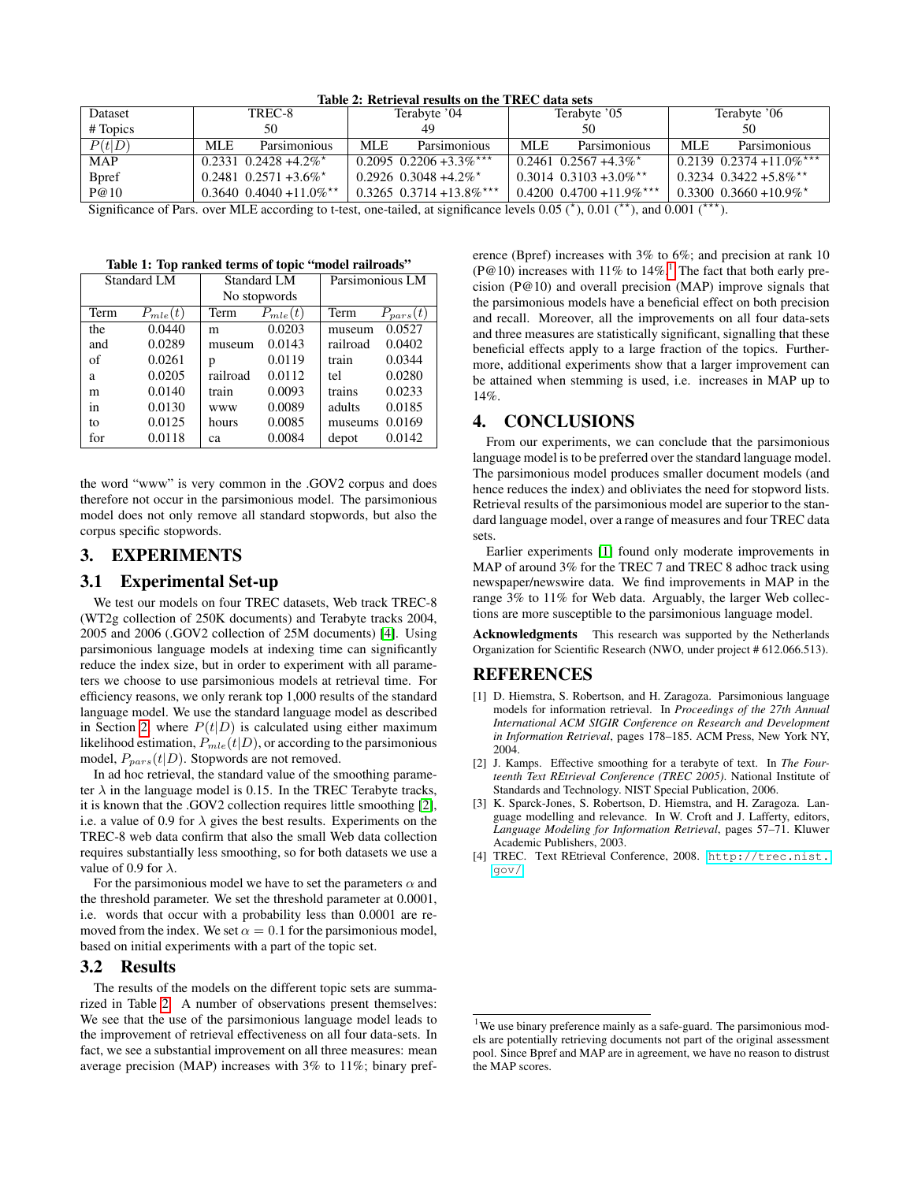Table 2: Retrieval results on the TREC data sets

| Dataset | TREC-8 | | | Terabyte '04 | | | Terabyte '05 | | | Terabyte '06 | | |
|---|---|---|---|---|---|---|---|---|---|---|---|---|
| # Topics | 50 | | | 49 | | | 50 | | | 50 | | |
| $P(t\|D)$ | MLE | Parsimonious | | MLE | Parsimonious | | MLE | Parsimonious | | MLE | Parsimonious | |
| MAP | 0.2331 | 0.2428 | +4.2%$^{\star}$ | 0.2095 | 0.2206 | +3.3%$^{\star\star\star}$ | 0.2461 | 0.2567 | +4.3%$^{\star}$ | 0.2139 | 0.2374 | +11.0%$^{\star\star\star}$ |
| Bpref | 0.2481 | 0.2571 | +3.6%$^{\star}$ | 0.2926 | 0.3048 | +4.2%$^{\star}$ | 0.3014 | 0.3103 | +3.0%$^{\star\star}$ | 0.3234 | 0.3422 | +5.8%$^{\star\star}$ |
| P@10 | 0.3640 | 0.4040 | +11.0%$^{\star\star}$ | 0.3265 | 0.3714 | +13.8%$^{\star\star\star}$ | 0.4200 | 0.4700 | +11.9%$^{\star\star\star}$ | 0.3300 | 0.3660 | +10.9%$^{\star}$ |

Significance of Pars. over MLE according to t-test, one-tailed, at significance levels 0.05 ($^{\star}$), 0.01 ($^{\star\star}$), and 0.001 ($^{\star\star\star}$).

Table 1: Top ranked terms of topic "model railroads"

| Standard LM | | Standard LM No stopwords | | Parsimonious LM | |
|---|---|---|---|---|---|
| Term | $P_{mle}(t)$ | Term | $P_{mle}(t)$ | Term | $P_{pars}(t)$ |
| the | 0.0440 | m | 0.0203 | museum | 0.0527 |
| and | 0.0289 | museum | 0.0143 | railroad | 0.0402 |
| of | 0.0261 | p | 0.0119 | train | 0.0344 |
| a | 0.0205 | railroad | 0.0112 | tel | 0.0280 |
| m | 0.0140 | train | 0.0093 | trains | 0.0233 |
| in | 0.0130 | www | 0.0089 | adults | 0.0185 |
| to | 0.0125 | hours | 0.0085 | museums | 0.0169 |
| for | 0.0118 | ca | 0.0084 | depot | 0.0142 |

the word "www" is very common in the .GOV2 corpus and does therefore not occur in the parsimonious model. The parsimonious model does not only remove all standard stopwords, but also the corpus specific stopwords.

## 3. EXPERIMENTS

### 3.1 Experimental Set-up

We test our models on four TREC datasets, Web track TREC-8 (WT2g collection of 250K documents) and Terabyte tracks 2004, 2005 and 2006 (.GOV2 collection of 25M documents) [4]. Using parsimonious language models at indexing time can significantly reduce the index size, but in order to experiment with all parameters we choose to use parsimonious models at retrieval time. For efficiency reasons, we only rerank top 1,000 results of the standard language model. We use the standard language model as described in Section 2, where $P(t|D)$ is calculated using either maximum likelihood estimation, $P_{mle}(t|D)$, or according to the parsimonious model, $P_{pars}(t|D)$. Stopwords are not removed.

In ad hoc retrieval, the standard value of the smoothing parameter $\lambda$ in the language model is 0.15. In the TREC Terabyte tracks, it is known that the .GOV2 collection requires little smoothing [2], i.e. a value of 0.9 for $\lambda$ gives the best results. Experiments on the TREC-8 web data confirm that also the small Web data collection requires substantially less smoothing, so for both datasets we use a value of 0.9 for $\lambda$.

For the parsimonious model we have to set the parameters $\alpha$ and the threshold parameter. We set the threshold parameter at 0.0001, i.e. words that occur with a probability less than 0.0001 are removed from the index. We set $\alpha = 0.1$ for the parsimonious model, based on initial experiments with a part of the topic set.

### 3.2 Results

The results of the models on the different topic sets are summarized in Table 2. A number of observations present themselves: We see that the use of the parsimonious language model leads to the improvement of retrieval effectiveness on all four data-sets. In fact, we see a substantial improvement on all three measures: mean average precision (MAP) increases with 3% to 11%; binary preference (Bpref) increases with 3% to 6%; and precision at rank 10 (P@10) increases with 11% to 14%.[1] The fact that both early precision (P@10) and overall precision (MAP) improve signals that the parsimonious models have a beneficial effect on both precision and recall. Moreover, all the improvements on all four data-sets and three measures are statistically significant, signalling that these beneficial effects apply to a large fraction of the topics. Furthermore, additional experiments show that a larger improvement can be attained when stemming is used, i.e. increases in MAP up to 14%.

## 4. CONCLUSIONS

From our experiments, we can conclude that the parsimonious language model is to be preferred over the standard language model. The parsimonious model produces smaller document models (and hence reduces the index) and obliviates the need for stopword lists. Retrieval results of the parsimonious model are superior to the standard language model, over a range of measures and four TREC data sets.

Earlier experiments [1] found only moderate improvements in MAP of around 3% for the TREC 7 and TREC 8 adhoc track using newspaper/newswire data. We find improvements in MAP in the range 3% to 11% for Web data. Arguably, the larger Web collections are more susceptible to the parsimonious language model.

**Acknowledgments** This research was supported by the Netherlands Organization for Scientific Research (NWO, under project # 612.066.513).

## REFERENCES

[1] D. Hiemstra, S. Robertson, and H. Zaragoza. Parsimonious language models for information retrieval. In *Proceedings of the 27th Annual International ACM SIGIR Conference on Research and Development in Information Retrieval*, pages 178–185. ACM Press, New York NY, 2004.

[2] J. Kamps. Effective smoothing for a terabyte of text. In *The Fourteenth Text REtrieval Conference (TREC 2005)*. National Institute of Standards and Technology. NIST Special Publication, 2006.

[3] K. Sparck-Jones, S. Robertson, D. Hiemstra, and H. Zaragoza. Language modelling and relevance. In W. Croft and J. Lafferty, editors, *Language Modeling for Information Retrieval*, pages 57–71. Kluwer Academic Publishers, 2003.

[4] TREC. Text REtrieval Conference, 2008. http://trec.nist.gov/

[1] We use binary preference mainly as a safe-guard. The parsimonious models are potentially retrieving documents not part of the original assessment pool. Since Bpref and MAP are in agreement, we have no reason to distrust the MAP scores.